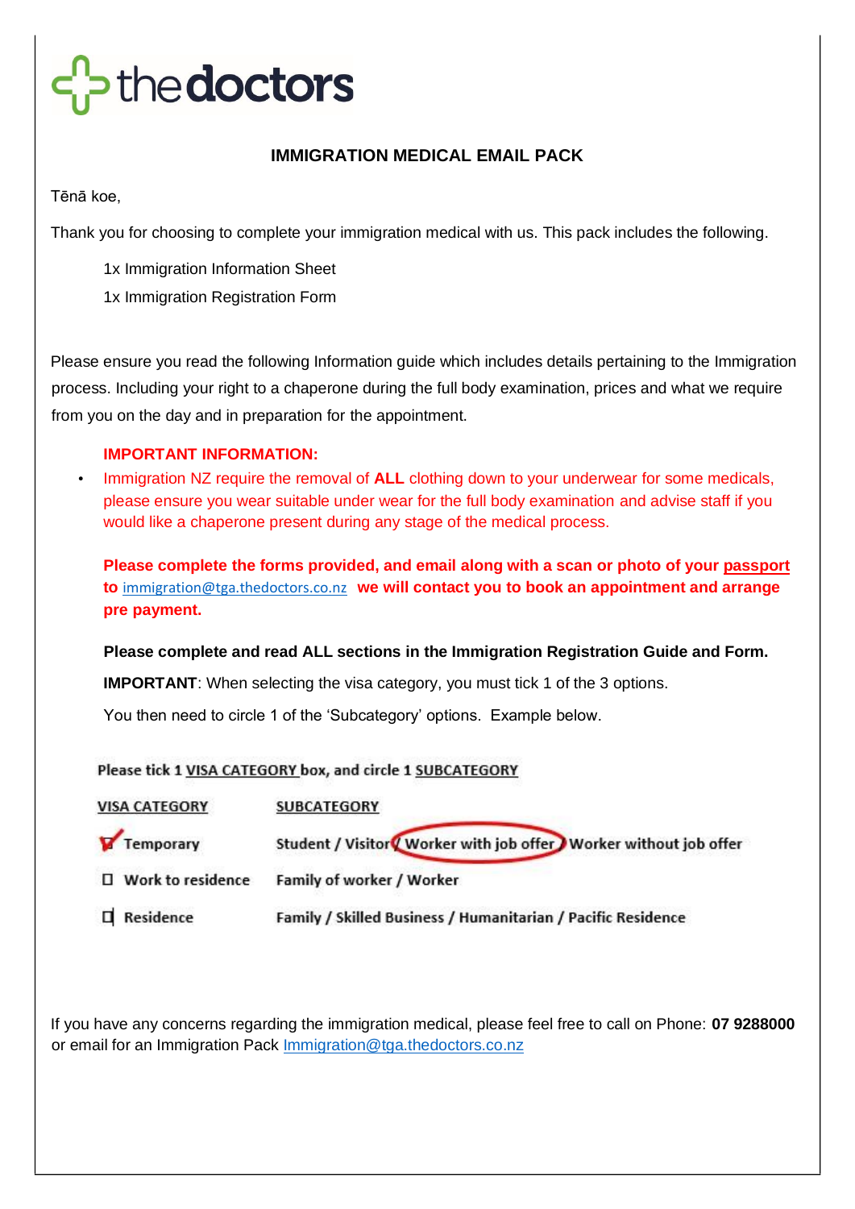# thedoctors

## IMMIGRATION MEDICAL EMAIL PACK

Tēnā koe,

Thank you for choosing to complete your immigration medical with us. This pack includes the following.

1x Immigration Information Sheet

1x Immigration Registration Form

Please ensure you read the following Information guide which includes details pertaining to the Immigration process. Including your right to a chaperone during the full body examination, prices and what we require from you on the day and in preparation for the appointment.

**IMPORTANT INFORMATION:**

- Immigration NZ require the removal of **ALL** clothing down to your underwear for some medicals, please ensure you wear suitable under wear for the full body examination and advise staff if you would like a chaperone present during any stage of the medical process.

**Please complete the forms provided, and email along with a scan or photo of your passport to** immigration@tga.thedoctors.co.nz **we will contact you to book an appointment and arrange pre payment.**

**Please complete and read ALL sections in the Immigration Registration Guide and Form.**

**IMPORTANT**: When selecting the visa category, you must tick 1 of the 3 options.

You then need to circle 1 of the 'Subcategory' options. Example below.

Please tick 1 VISA CATEGORY box, and circle 1 SUBCATEGORY

| VISA CATEGORY | SUBCATEGORY |
|---|---|
| ☑ Temporary | Student / Visitor / (Worker with job offer) / Worker without job offer |
| ☐ Work to residence | Family of worker / Worker |
| ☐ Residence | Family / Skilled Business / Humanitarian / Pacific Residence |

If you have any concerns regarding the immigration medical, please feel free to call on Phone: **07 9288000** or email for an Immigration Pack Immigration@tga.thedoctors.co.nz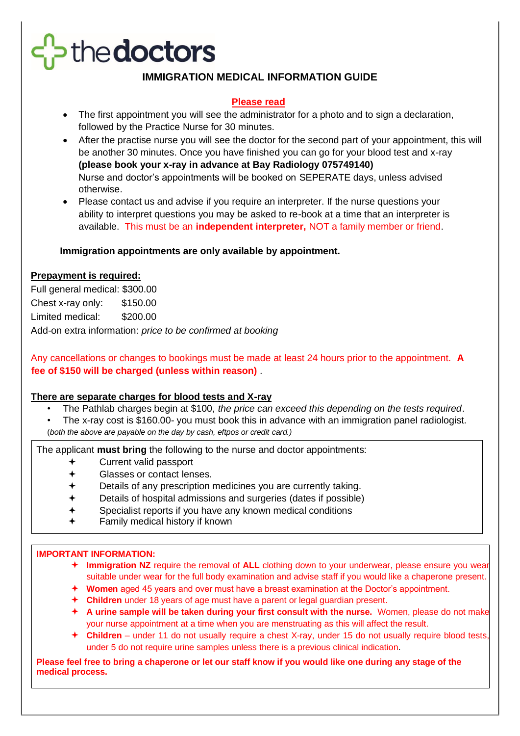the doctors

# IMMIGRATION MEDICAL INFORMATION GUIDE

**Please read**

- The first appointment you will see the administrator for a photo and to sign a declaration, followed by the Practice Nurse for 30 minutes.
- After the practise nurse you will see the doctor for the second part of your appointment, this will be another 30 minutes. Once you have finished you can go for your blood test and x-ray **(please book your x-ray in advance at Bay Radiology 075749140)**
  Nurse and doctor's appointments will be booked on SEPERATE days, unless advised otherwise.
- Please contact us and advise if you require an interpreter. If the nurse questions your ability to interpret questions you may be asked to re-book at a time that an interpreter is available. This must be an **independent interpreter,** NOT a family member or friend.

**Immigration appointments are only available by appointment.**

**Prepayment is required:**

Full general medical: $300.00
Chest x-ray only: $150.00
Limited medical: $200.00
Add-on extra information: *price to be confirmed at booking*

Any cancellations or changes to bookings must be made at least 24 hours prior to the appointment. **A fee of $150 will be charged (unless within reason)** .

**There are separate charges for blood tests and X-ray**

- The Pathlab charges begin at $100, *the price can exceed this depending on the tests required*.
- The x-ray cost is $160.00- you must book this in advance with an immigration panel radiologist.

*(both the above are payable on the day by cash, eftpos or credit card.)*

The applicant **must bring** the following to the nurse and doctor appointments:

- Current valid passport
- Glasses or contact lenses.
- Details of any prescription medicines you are currently taking.
- Details of hospital admissions and surgeries (dates if possible)
- Specialist reports if you have any known medical conditions
- Family medical history if known

**IMPORTANT INFORMATION:**

- **Immigration NZ** require the removal of **ALL** clothing down to your underwear, please ensure you wear suitable under wear for the full body examination and advise staff if you would like a chaperone present.
- **Women** aged 45 years and over must have a breast examination at the Doctor's appointment.
- **Children** under 18 years of age must have a parent or legal guardian present.
- **A urine sample will be taken during your first consult with the nurse.** Women, please do not make your nurse appointment at a time when you are menstruating as this will affect the result.
- **Children** – under 11 do not usually require a chest X-ray, under 15 do not usually require blood tests, under 5 do not require urine samples unless there is a previous clinical indication.

**Please feel free to bring a chaperone or let our staff know if you would like one during any stage of the medical process.**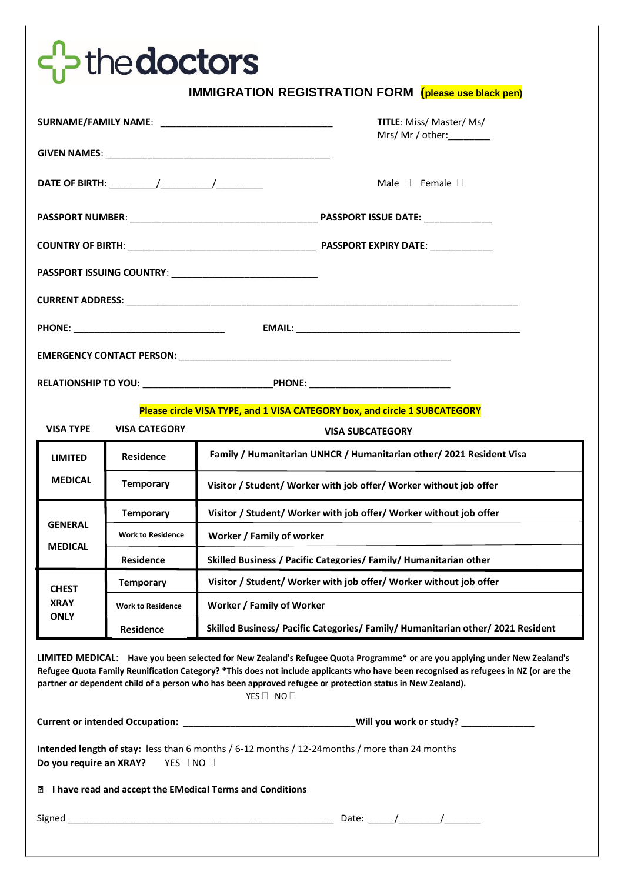thedoctors

## IMMIGRATION REGISTRATION FORM (please use black pen)

**SURNAME/FAMILY NAME**: ________________________________ **TITLE**: Miss/ Master/ Ms/ Mrs/ Mr / other:________

**GIVEN NAMES**: __________________________________________

**DATE OF BIRTH**: _________/__________/_________ Male ☐ Female ☐

**PASSPORT NUMBER**: ___________________________________ **PASSPORT ISSUE DATE**: _____________

**COUNTRY OF BIRTH**: ___________________________________ **PASSPORT EXPIRY DATE**: ____________

**PASSPORT ISSUING COUNTRY**: ____________________________

**CURRENT ADDRESS:** ________________________________________________________________________

**PHONE**: ______________________________ **EMAIL**: ____________________________________________

**EMERGENCY CONTACT PERSON:** _____________________________________________________

**RELATIONSHIP TO YOU:** ________________________**PHONE:** ___________________________

**Please circle VISA TYPE, and 1 VISA CATEGORY box, and circle 1 SUBCATEGORY**

| VISA TYPE | VISA CATEGORY | VISA SUBCATEGORY |
|---|---|---|
| LIMITED MEDICAL | Residence | Family / Humanitarian UNHCR / Humanitarian other/ 2021 Resident Visa |
| | Temporary | Visitor / Student/ Worker with job offer/ Worker without job offer |
| GENERAL MEDICAL | Temporary | Visitor / Student/ Worker with job offer/ Worker without job offer |
| | Work to Residence | Worker / Family of worker |
| | Residence | Skilled Business / Pacific Categories/ Family/ Humanitarian other |
| CHEST XRAY ONLY | Temporary | Visitor / Student/ Worker with job offer/ Worker without job offer |
| | Work to Residence | Worker / Family of Worker |
| | Residence | Skilled Business/ Pacific Categories/ Family/ Humanitarian other/ 2021 Resident |

**LIMITED MEDICAL**: **Have you been selected for New Zealand's Refugee Quota Programme* or are you applying under New Zealand's Refugee Quota Family Reunification Category? *This does not include applicants who have been recognised as refugees in NZ (or are the partner or dependent child of a person who has been approved refugee or protection status in New Zealand).**

YES ☐ NO ☐

**Current or intended Occupation:** _________________________________**Will you work or study?** ______________

**Intended length of stay:** less than 6 months / 6-12 months / 12-24months / more than 24 months
**Do you require an XRAY?** YES ☐ NO ☐

☐ **I have read and accept the EMedical Terms and Conditions**

Signed ____________________________________________________ Date: _____/________/_______